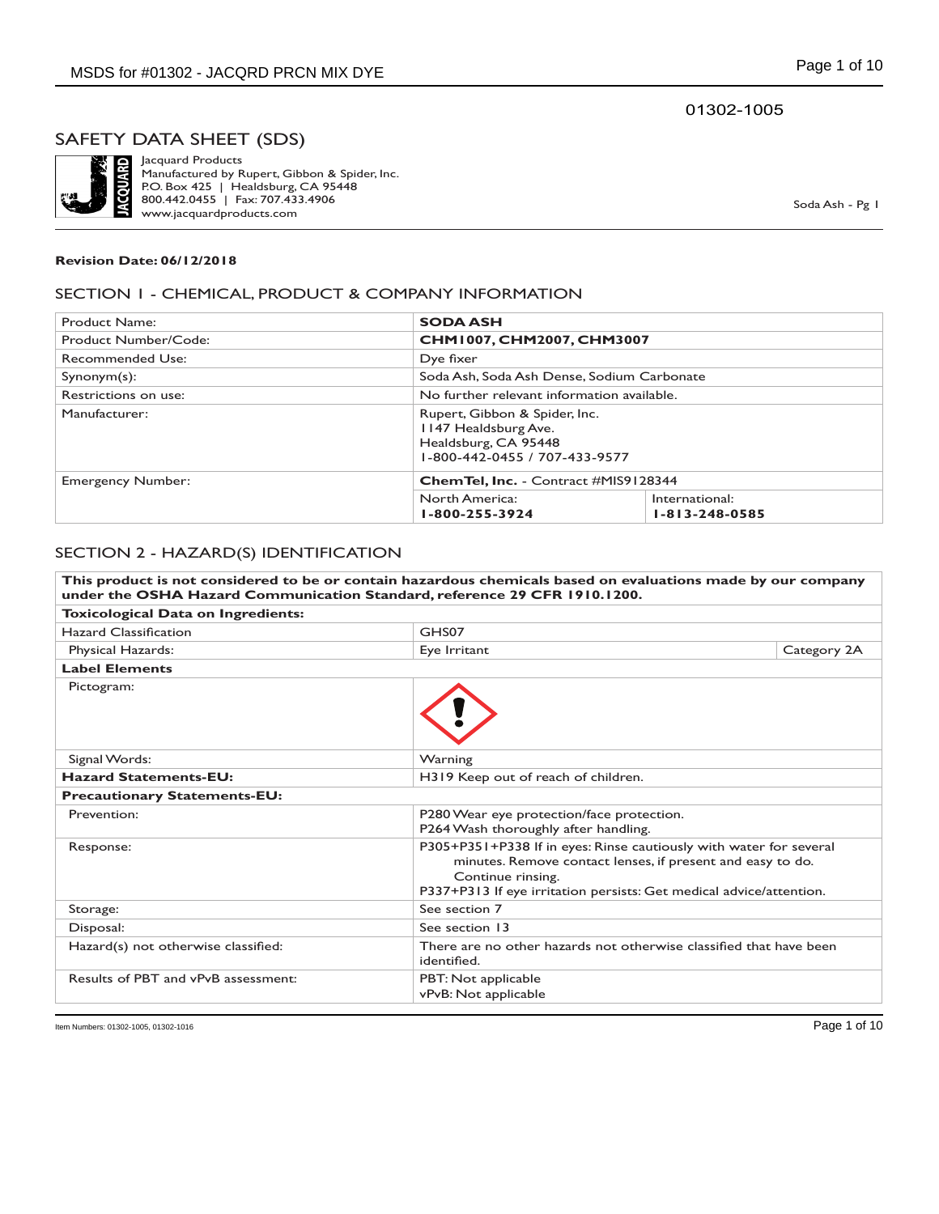01302-1005

# SAFETY DATA SHEET (SDS)

Jacquard Products
Manufactured by Rupert, Gibbon & Spider, Inc.
P.O. Box 425 | Healdsburg, CA 95448
800.442.0455 | Fax: 707.433.4906
www.jacquardproducts.com

Soda Ash - Pg 1

**Revision Date: 06/12/2018**

## SECTION 1 - CHEMICAL, PRODUCT & COMPANY INFORMATION

| Product Name: | **SODA ASH** | |
|---|---|---|
| Product Number/Code: | **CHM1007, CHM2007, CHM3007** | |
| Recommended Use: | Dye fixer | |
| Synonym(s): | Soda Ash, Soda Ash Dense, Sodium Carbonate | |
| Restrictions on use: | No further relevant information available. | |
| Manufacturer: | Rupert, Gibbon & Spider, Inc.<br>1147 Healdsburg Ave.<br>Healdsburg, CA 95448<br>1-800-442-0455 / 707-433-9577 | |
| Emergency Number: | **ChemTel, Inc.** - Contract #MIS9128344 | |
| | North America:<br>**1-800-255-3924** | International:<br>**1-813-248-0585** |

## SECTION 2 - HAZARD(S) IDENTIFICATION

| **This product is not considered to be or contain hazardous chemicals based on evaluations made by our company under the OSHA Hazard Communication Standard, reference 29 CFR 1910.1200.** | | |
|---|---|---|
| **Toxicological Data on Ingredients:** | | |
| Hazard Classification | GHS07 | |
| Physical Hazards: | Eye Irritant | Category 2A |
| **Label Elements** | | |
| Pictogram: | | |
| Signal Words: | Warning | |
| **Hazard Statements-EU:** | H319 Keep out of reach of children. | |
| **Precautionary Statements-EU:** | | |
| Prevention: | P280 Wear eye protection/face protection.<br>P264 Wash thoroughly after handling. | |
| Response: | P305+P351+P338 If in eyes: Rinse cautiously with water for several minutes. Remove contact lenses, if present and easy to do. Continue rinsing.<br>P337+P313 If eye irritation persists: Get medical advice/attention. | |
| Storage: | See section 7 | |
| Disposal: | See section 13 | |
| Hazard(s) not otherwise classified: | There are no other hazards not otherwise classified that have been identified. | |
| Results of PBT and vPvB assessment: | PBT: Not applicable<br>vPvB: Not applicable | |

Item Numbers: 01302-1005, 01302-1016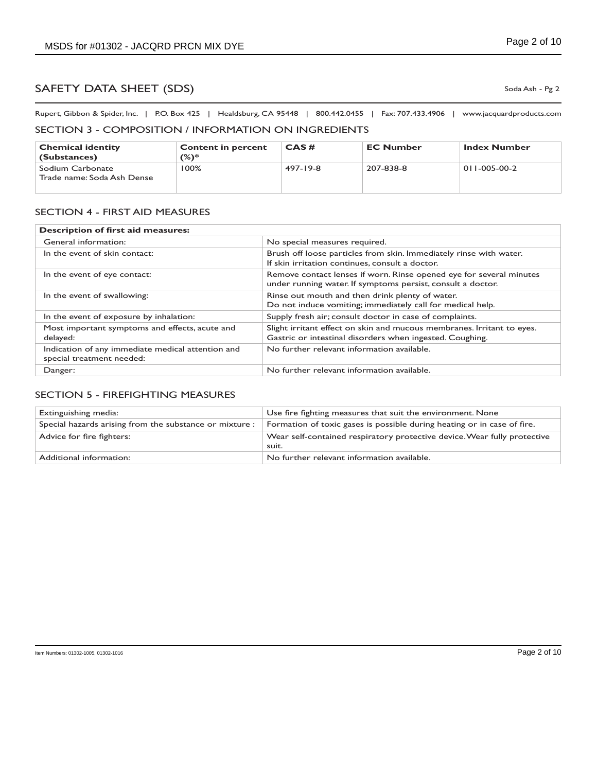# SAFETY DATA SHEET (SDS)

Soda Ash - Pg 2

Rupert, Gibbon & Spider, Inc. | P.O. Box 425 | Healdsburg, CA 95448 | 800.442.0455 | Fax: 707.433.4906 | www.jacquardproducts.com

## SECTION 3 - COMPOSITION / INFORMATION ON INGREDIENTS

| Chemical identity (Substances) | Content in percent (%)* | CAS # | EC Number | Index Number |
|---|---|---|---|---|
| Sodium Carbonate<br>Trade name: Soda Ash Dense | 100% | 497-19-8 | 207-838-8 | 011-005-00-2 |

## SECTION 4 - FIRST AID MEASURES

| Description of first aid measures: | |
|---|---|
| General information: | No special measures required. |
| In the event of skin contact: | Brush off loose particles from skin. Immediately rinse with water. If skin irritation continues, consult a doctor. |
| In the event of eye contact: | Remove contact lenses if worn. Rinse opened eye for several minutes under running water. If symptoms persist, consult a doctor. |
| In the event of swallowing: | Rinse out mouth and then drink plenty of water. Do not induce vomiting; immediately call for medical help. |
| In the event of exposure by inhalation: | Supply fresh air; consult doctor in case of complaints. |
| Most important symptoms and effects, acute and delayed: | Slight irritant effect on skin and mucous membranes. Irritant to eyes. Gastric or intestinal disorders when ingested. Coughing. |
| Indication of any immediate medical attention and special treatment needed: | No further relevant information available. |
| Danger: | No further relevant information available. |

## SECTION 5 - FIREFIGHTING MEASURES

| Extinguishing media: | Use fire fighting measures that suit the environment. None |
|---|---|
| Special hazards arising from the substance or mixture : | Formation of toxic gases is possible during heating or in case of fire. |
| Advice for fire fighters: | Wear self-contained respiratory protective device. Wear fully protective suit. |
| Additional information: | No further relevant information available. |

Item Numbers: 01302-1005, 01302-1016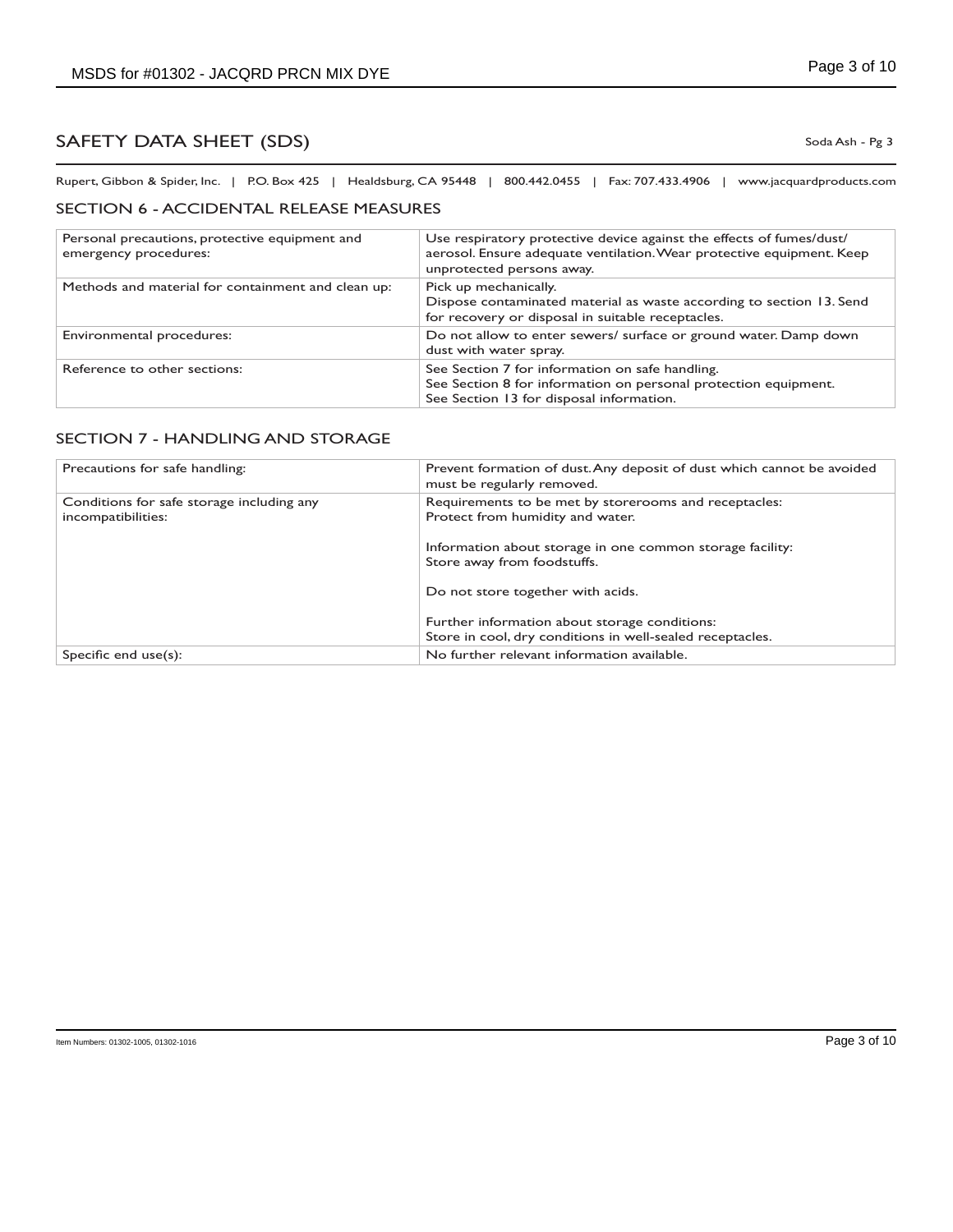## SAFETY DATA SHEET (SDS)

Soda Ash - Pg 3

Rupert, Gibbon & Spider, Inc. | P.O. Box 425 | Healdsburg, CA 95448 | 800.442.0455 | Fax: 707.433.4906 | www.jacquardproducts.com

### SECTION 6 - ACCIDENTAL RELEASE MEASURES

| | |
|---|---|
| Personal precautions, protective equipment and emergency procedures: | Use respiratory protective device against the effects of fumes/dust/ aerosol. Ensure adequate ventilation. Wear protective equipment. Keep unprotected persons away. |
| Methods and material for containment and clean up: | Pick up mechanically.<br>Dispose contaminated material as waste according to section 13. Send for recovery or disposal in suitable receptacles. |
| Environmental procedures: | Do not allow to enter sewers/ surface or ground water. Damp down dust with water spray. |
| Reference to other sections: | See Section 7 for information on safe handling.<br>See Section 8 for information on personal protection equipment.<br>See Section 13 for disposal information. |

### SECTION 7 - HANDLING AND STORAGE

| | |
|---|---|
| Precautions for safe handling: | Prevent formation of dust. Any deposit of dust which cannot be avoided must be regularly removed. |
| Conditions for safe storage including any incompatibilities: | Requirements to be met by storerooms and receptacles:<br>Protect from humidity and water.<br><br>Information about storage in one common storage facility:<br>Store away from foodstuffs.<br><br>Do not store together with acids.<br><br>Further information about storage conditions:<br>Store in cool, dry conditions in well-sealed receptacles. |
| Specific end use(s): | No further relevant information available. |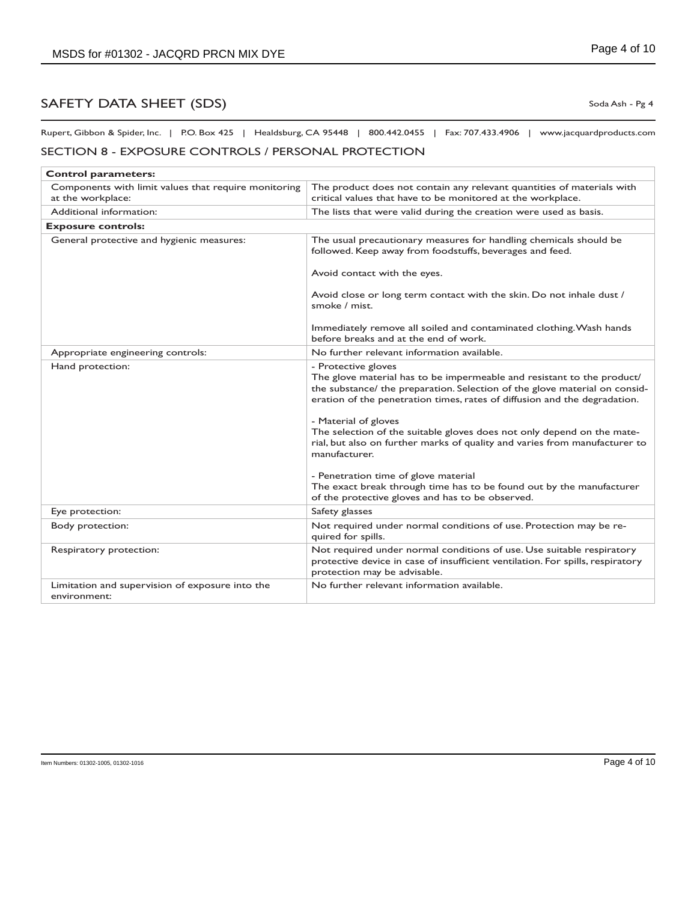# SAFETY DATA SHEET (SDS)

Soda Ash - Pg 4

Rupert, Gibbon & Spider, Inc. | P.O. Box 425 | Healdsburg, CA 95448 | 800.442.0455 | Fax: 707.433.4906 | www.jacquardproducts.com

## SECTION 8 - EXPOSURE CONTROLS / PERSONAL PROTECTION

| **Control parameters:** | |
|---|---|
| Components with limit values that require monitoring at the workplace: | The product does not contain any relevant quantities of materials with critical values that have to be monitored at the workplace. |
| Additional information: | The lists that were valid during the creation were used as basis. |
| **Exposure controls:** | |
| General protective and hygienic measures: | The usual precautionary measures for handling chemicals should be followed. Keep away from foodstuffs, beverages and feed.<br><br>Avoid contact with the eyes.<br><br>Avoid close or long term contact with the skin. Do not inhale dust / smoke / mist.<br><br>Immediately remove all soiled and contaminated clothing. Wash hands before breaks and at the end of work. |
| Appropriate engineering controls: | No further relevant information available. |
| Hand protection: | - Protective gloves<br>The glove material has to be impermeable and resistant to the product/ the substance/ the preparation. Selection of the glove material on consideration of the penetration times, rates of diffusion and the degradation.<br><br>- Material of gloves<br>The selection of the suitable gloves does not only depend on the material, but also on further marks of quality and varies from manufacturer to manufacturer.<br><br>- Penetration time of glove material<br>The exact break through time has to be found out by the manufacturer of the protective gloves and has to be observed. |
| Eye protection: | Safety glasses |
| Body protection: | Not required under normal conditions of use. Protection may be required for spills. |
| Respiratory protection: | Not required under normal conditions of use. Use suitable respiratory protective device in case of insufficient ventilation. For spills, respiratory protection may be advisable. |
| Limitation and supervision of exposure into the environment: | No further relevant information available. |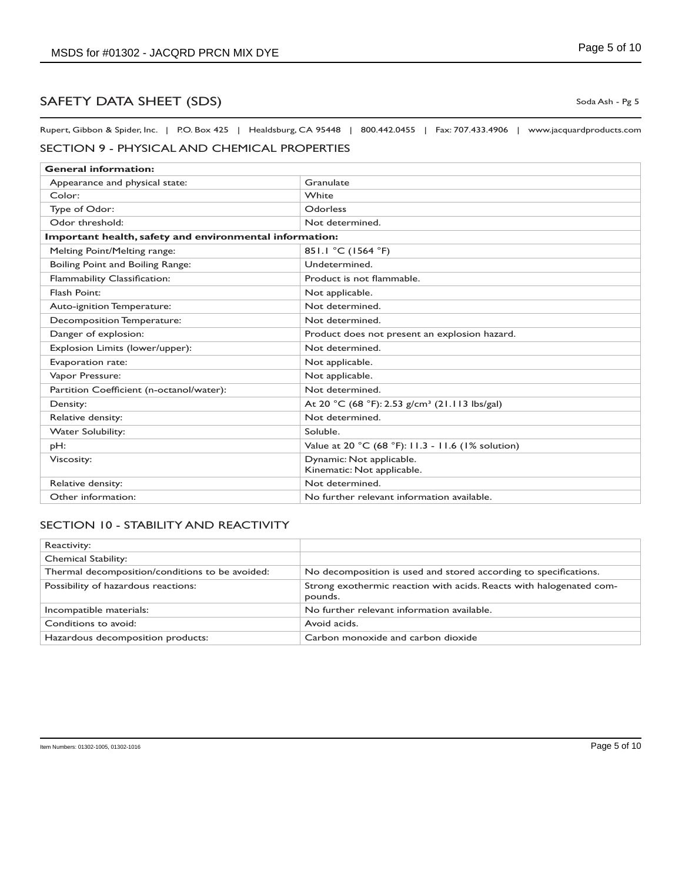# SAFETY DATA SHEET (SDS)

Soda Ash - Pg 5

Rupert, Gibbon & Spider, Inc. | P.O. Box 425 | Healdsburg, CA 95448 | 800.442.0455 | Fax: 707.433.4906 | www.jacquardproducts.com

## SECTION 9 - PHYSICAL AND CHEMICAL PROPERTIES

| **General information:** | |
|---|---|
| Appearance and physical state: | Granulate |
| Color: | White |
| Type of Odor: | Odorless |
| Odor threshold: | Not determined. |
| **Important health, safety and environmental information:** | |
| Melting Point/Melting range: | 851.1 °C (1564 °F) |
| Boiling Point and Boiling Range: | Undetermined. |
| Flammability Classification: | Product is not flammable. |
| Flash Point: | Not applicable. |
| Auto-ignition Temperature: | Not determined. |
| Decomposition Temperature: | Not determined. |
| Danger of explosion: | Product does not present an explosion hazard. |
| Explosion Limits (lower/upper): | Not determined. |
| Evaporation rate: | Not applicable. |
| Vapor Pressure: | Not applicable. |
| Partition Coefficient (n-octanol/water): | Not determined. |
| Density: | At 20 °C (68 °F): 2.53 $g/cm^3$ (21.113 lbs/gal) |
| Relative density: | Not determined. |
| Water Solubility: | Soluble. |
| pH: | Value at 20 °C (68 °F): 11.3 - 11.6 (1% solution) |
| Viscosity: | Dynamic: Not applicable.<br>Kinematic: Not applicable. |
| Relative density: | Not determined. |
| Other information: | No further relevant information available. |

## SECTION 10 - STABILITY AND REACTIVITY

| Reactivity: | |
|---|---|
| Chemical Stability: | |
| Thermal decomposition/conditions to be avoided: | No decomposition is used and stored according to specifications. |
| Possibility of hazardous reactions: | Strong exothermic reaction with acids. Reacts with halogenated compounds. |
| Incompatible materials: | No further relevant information available. |
| Conditions to avoid: | Avoid acids. |
| Hazardous decomposition products: | Carbon monoxide and carbon dioxide |

Item Numbers: 01302-1005, 01302-1016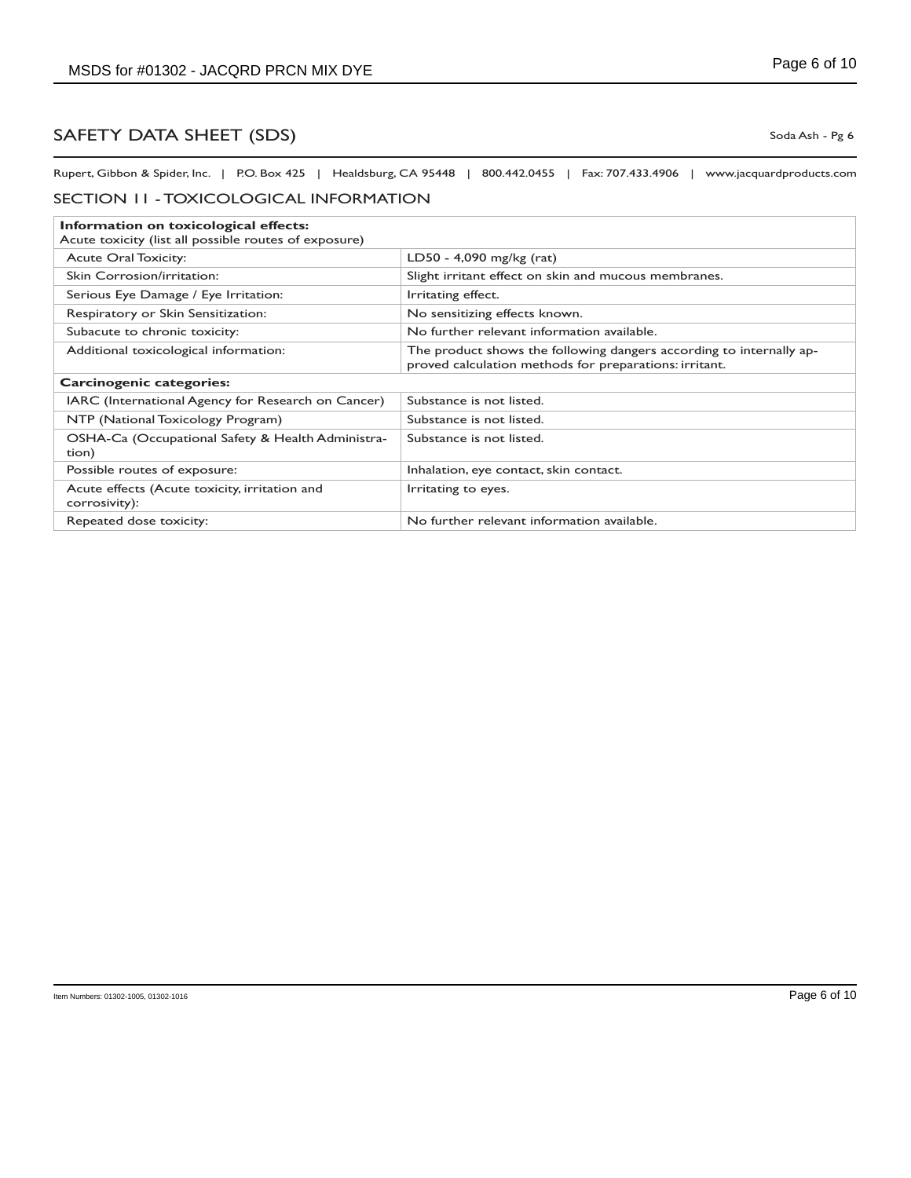# SAFETY DATA SHEET (SDS)

Soda Ash - Pg 6

Rupert, Gibbon & Spider, Inc. | P.O. Box 425 | Healdsburg, CA 95448 | 800.442.0455 | Fax: 707.433.4906 | www.jacquardproducts.com

## SECTION 11 - TOXICOLOGICAL INFORMATION

| **Information on toxicological effects:** Acute toxicity (list all possible routes of exposure) | |
|---|---|
| Acute Oral Toxicity: | LD50 - 4,090 mg/kg (rat) |
| Skin Corrosion/irritation: | Slight irritant effect on skin and mucous membranes. |
| Serious Eye Damage / Eye Irritation: | Irritating effect. |
| Respiratory or Skin Sensitization: | No sensitizing effects known. |
| Subacute to chronic toxicity: | No further relevant information available. |
| Additional toxicological information: | The product shows the following dangers according to internally approved calculation methods for preparations: irritant. |
| **Carcinogenic categories:** | |
| IARC (International Agency for Research on Cancer) | Substance is not listed. |
| NTP (National Toxicology Program) | Substance is not listed. |
| OSHA-Ca (Occupational Safety & Health Administration) | Substance is not listed. |
| Possible routes of exposure: | Inhalation, eye contact, skin contact. |
| Acute effects (Acute toxicity, irritation and corrosivity): | Irritating to eyes. |
| Repeated dose toxicity: | No further relevant information available. |

Item Numbers: 01302-1005, 01302-1016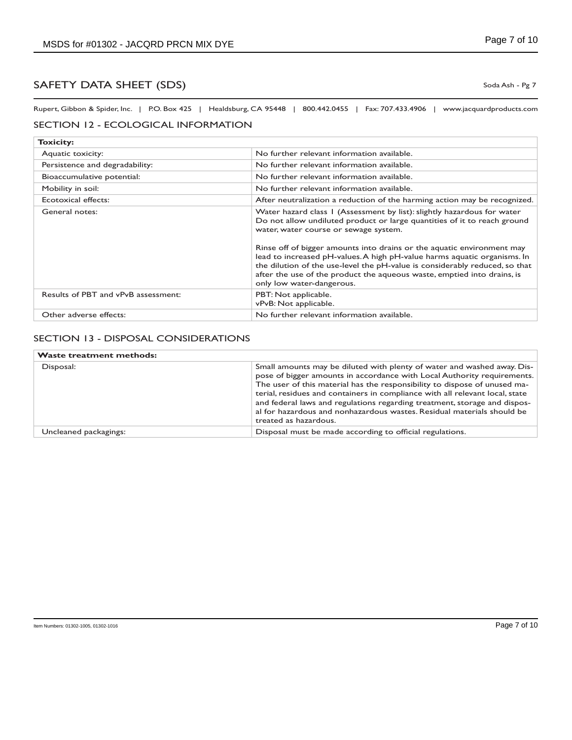# SAFETY DATA SHEET (SDS)

Soda Ash - Pg 7

Rupert, Gibbon & Spider, Inc. | P.O. Box 425 | Healdsburg, CA 95448 | 800.442.0455 | Fax: 707.433.4906 | www.jacquardproducts.com

## SECTION 12 - ECOLOGICAL INFORMATION

| **Toxicity:** | |
|---|---|
| Aquatic toxicity: | No further relevant information available. |
| Persistence and degradability: | No further relevant information available. |
| Bioaccumulative potential: | No further relevant information available. |
| Mobility in soil: | No further relevant information available. |
| Ecotoxical effects: | After neutralization a reduction of the harming action may be recognized. |
| General notes: | Water hazard class 1 (Assessment by list): slightly hazardous for water Do not allow undiluted product or large quantities of it to reach ground water, water course or sewage system.<br><br>Rinse off of bigger amounts into drains or the aquatic environment may lead to increased pH-values. A high pH-value harms aquatic organisms. In the dilution of the use-level the pH-value is considerably reduced, so that after the use of the product the aqueous waste, emptied into drains, is only low water-dangerous. |
| Results of PBT and vPvB assessment: | PBT: Not applicable.<br>vPvB: Not applicable. |
| Other adverse effects: | No further relevant information available. |

## SECTION 13 - DISPOSAL CONSIDERATIONS

| **Waste treatment methods:** | |
|---|---|
| Disposal: | Small amounts may be diluted with plenty of water and washed away. Dispose of bigger amounts in accordance with Local Authority requirements. The user of this material has the responsibility to dispose of unused material, residues and containers in compliance with all relevant local, state and federal laws and regulations regarding treatment, storage and disposal for hazardous and nonhazardous wastes. Residual materials should be treated as hazardous. |
| Uncleaned packagings: | Disposal must be made according to official regulations. |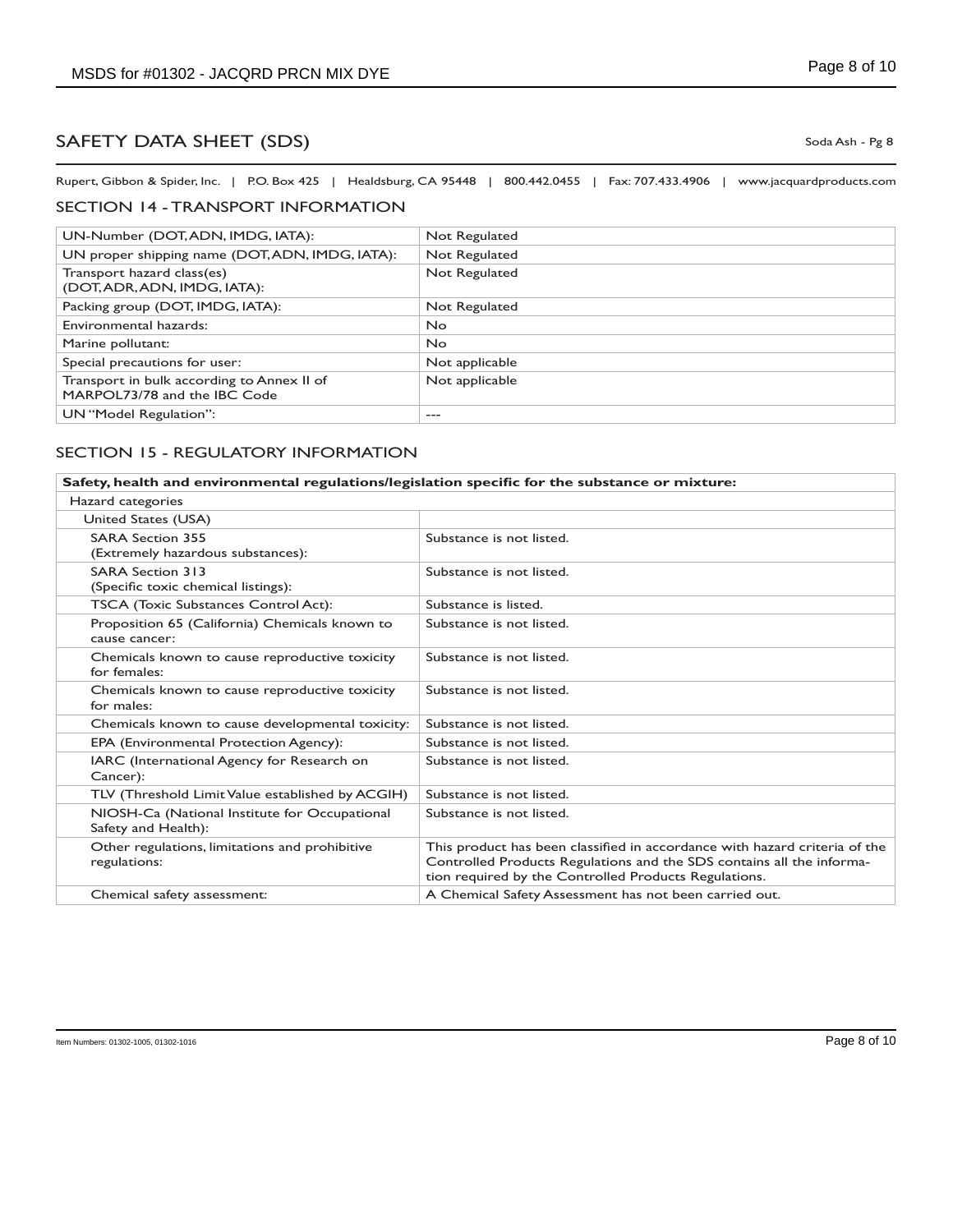# SAFETY DATA SHEET (SDS)

Soda Ash - Pg 8

Rupert, Gibbon & Spider, Inc. | P.O. Box 425 | Healdsburg, CA 95448 | 800.442.0455 | Fax: 707.433.4906 | www.jacquardproducts.com

## SECTION 14 - TRANSPORT INFORMATION

| | |
|---|---|
| UN-Number (DOT, ADN, IMDG, IATA): | Not Regulated |
| UN proper shipping name (DOT, ADN, IMDG, IATA): | Not Regulated |
| Transport hazard class(es) (DOT, ADR, ADN, IMDG, IATA): | Not Regulated |
| Packing group (DOT, IMDG, IATA): | Not Regulated |
| Environmental hazards: | No |
| Marine pollutant: | No |
| Special precautions for user: | Not applicable |
| Transport in bulk according to Annex II of MARPOL73/78 and the IBC Code | Not applicable |
| UN "Model Regulation": | --- |

## SECTION 15 - REGULATORY INFORMATION

| **Safety, health and environmental regulations/legislation specific for the substance or mixture:** | |
|---|---|
| Hazard categories | |
| United States (USA) | |
| SARA Section 355 (Extremely hazardous substances): | Substance is not listed. |
| SARA Section 313 (Specific toxic chemical listings): | Substance is not listed. |
| TSCA (Toxic Substances Control Act): | Substance is listed. |
| Proposition 65 (California) Chemicals known to cause cancer: | Substance is not listed. |
| Chemicals known to cause reproductive toxicity for females: | Substance is not listed. |
| Chemicals known to cause reproductive toxicity for males: | Substance is not listed. |
| Chemicals known to cause developmental toxicity: | Substance is not listed. |
| EPA (Environmental Protection Agency): | Substance is not listed. |
| IARC (International Agency for Research on Cancer): | Substance is not listed. |
| TLV (Threshold Limit Value established by ACGIH) | Substance is not listed. |
| NIOSH-Ca (National Institute for Occupational Safety and Health): | Substance is not listed. |
| Other regulations, limitations and prohibitive regulations: | This product has been classified in accordance with hazard criteria of the Controlled Products Regulations and the SDS contains all the information required by the Controlled Products Regulations. |
| Chemical safety assessment: | A Chemical Safety Assessment has not been carried out. |

Item Numbers: 01302-1005, 01302-1016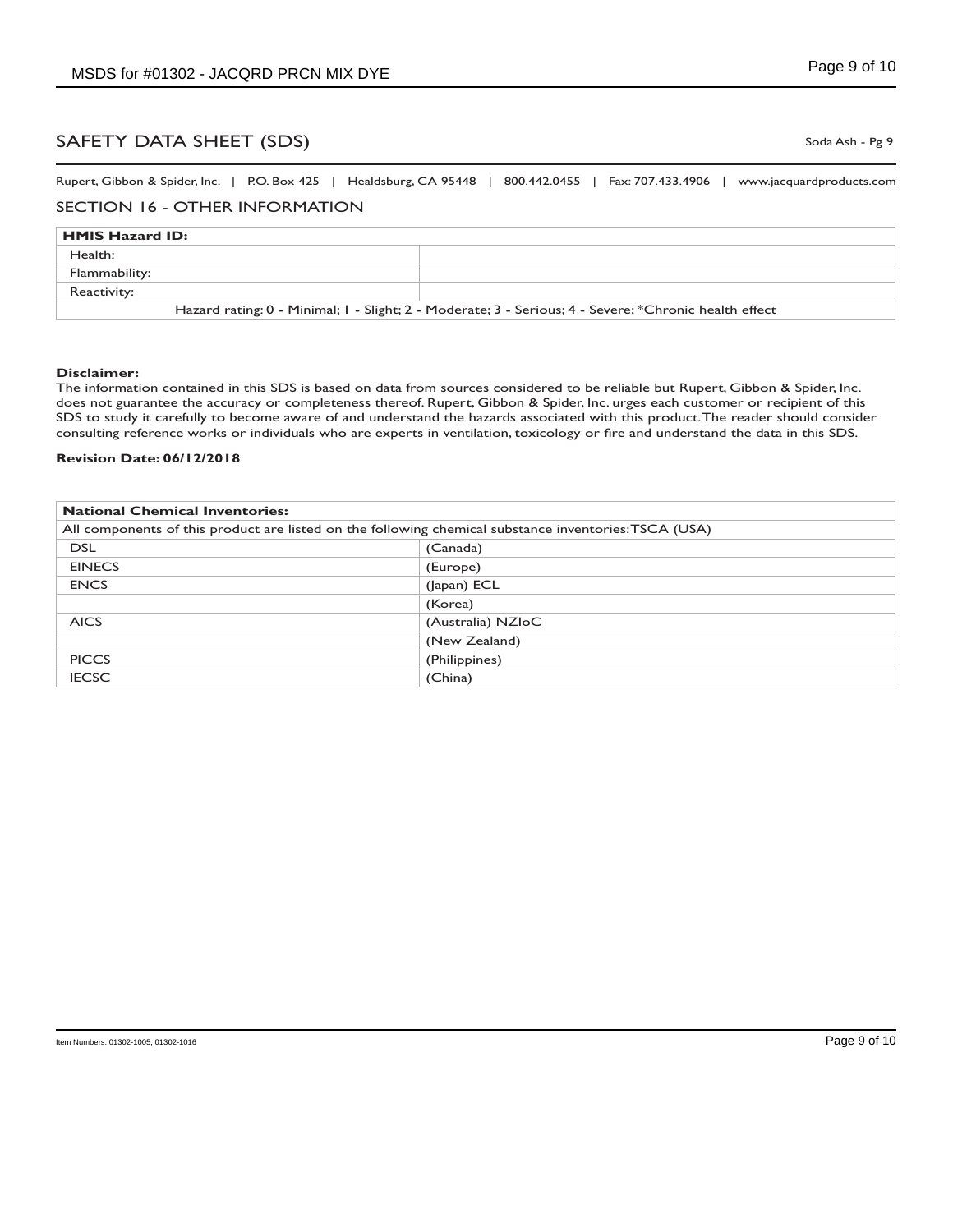# SAFETY DATA SHEET (SDS)

Soda Ash - Pg 9

Rupert, Gibbon & Spider, Inc. | P.O. Box 425 | Healdsburg, CA 95448 | 800.442.0455 | Fax: 707.433.4906 | www.jacquardproducts.com

## SECTION 16 - OTHER INFORMATION

| **HMIS Hazard ID:** | |
|---|---|
| Health: | |
| Flammability: | |
| Reactivity: | |
| Hazard rating: 0 - Minimal; 1 - Slight; 2 - Moderate; 3 - Serious; 4 - Severe; *Chronic health effect | |

**Disclaimer:**
The information contained in this SDS is based on data from sources considered to be reliable but Rupert, Gibbon & Spider, Inc. does not guarantee the accuracy or completeness thereof. Rupert, Gibbon & Spider, Inc. urges each customer or recipient of this SDS to study it carefully to become aware of and understand the hazards associated with this product. The reader should consider consulting reference works or individuals who are experts in ventilation, toxicology or fire and understand the data in this SDS.

**Revision Date: 06/12/2018**

| **National Chemical Inventories:** | |
|---|---|
| All components of this product are listed on the following chemical substance inventories: TSCA (USA) | |
| DSL | (Canada) |
| EINECS | (Europe) |
| ENCS | (Japan) ECL |
| | (Korea) |
| AICS | (Australia) NZIoC |
| | (New Zealand) |
| PICCS | (Philippines) |
| IECSC | (China) |

Item Numbers: 01302-1005, 01302-1016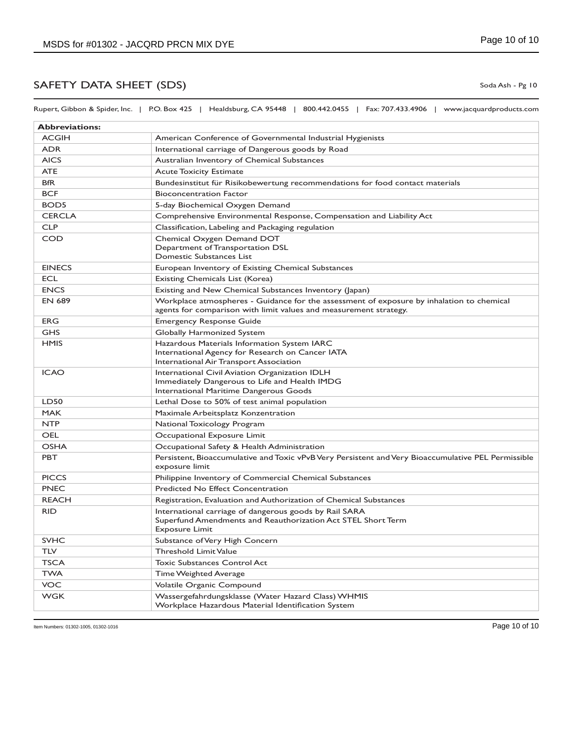## SAFETY DATA SHEET (SDS)

Soda Ash - Pg 10

Rupert, Gibbon & Spider, Inc. | P.O. Box 425 | Healdsburg, CA 95448 | 800.442.0455 | Fax: 707.433.4906 | www.jacquardproducts.com

| **Abbreviations:** | |
|---|---|
| ACGIH | American Conference of Governmental Industrial Hygienists |
| ADR | International carriage of Dangerous goods by Road |
| AICS | Australian Inventory of Chemical Substances |
| ATE | Acute Toxicity Estimate |
| BfR | Bundesinstitut für Risikobewertung recommendations for food contact materials |
| BCF | Bioconcentration Factor |
| BOD5 | 5-day Biochemical Oxygen Demand |
| CERCLA | Comprehensive Environmental Response, Compensation and Liability Act |
| CLP | Classification, Labeling and Packaging regulation |
| COD | Chemical Oxygen Demand DOT<br>Department of Transportation DSL<br>Domestic Substances List |
| EINECS | European Inventory of Existing Chemical Substances |
| ECL | Existing Chemicals List (Korea) |
| ENCS | Existing and New Chemical Substances Inventory (Japan) |
| EN 689 | Workplace atmospheres - Guidance for the assessment of exposure by inhalation to chemical agents for comparison with limit values and measurement strategy. |
| ERG | Emergency Response Guide |
| GHS | Globally Harmonized System |
| HMIS | Hazardous Materials Information System IARC<br>International Agency for Research on Cancer IATA<br>International Air Transport Association |
| ICAO | International Civil Aviation Organization IDLH<br>Immediately Dangerous to Life and Health IMDG<br>International Maritime Dangerous Goods |
| LD50 | Lethal Dose to 50% of test animal population |
| MAK | Maximale Arbeitsplatz Konzentration |
| NTP | National Toxicology Program |
| OEL | Occupational Exposure Limit |
| OSHA | Occupational Safety & Health Administration |
| PBT | Persistent, Bioaccumulative and Toxic vPvB Very Persistent and Very Bioaccumulative PEL Permissible exposure limit |
| PICCS | Philippine Inventory of Commercial Chemical Substances |
| PNEC | Predicted No Effect Concentration |
| REACH | Registration, Evaluation and Authorization of Chemical Substances |
| RID | International carriage of dangerous goods by Rail SARA<br>Superfund Amendments and Reauthorization Act STEL Short Term<br>Exposure Limit |
| SVHC | Substance of Very High Concern |
| TLV | Threshold Limit Value |
| TSCA | Toxic Substances Control Act |
| TWA | Time Weighted Average |
| VOC | Volatile Organic Compound |
| WGK | Wassergefahrdungsklasse (Water Hazard Class) WHMIS<br>Workplace Hazardous Material Identification System |

Item Numbers: 01302-1005, 01302-1016